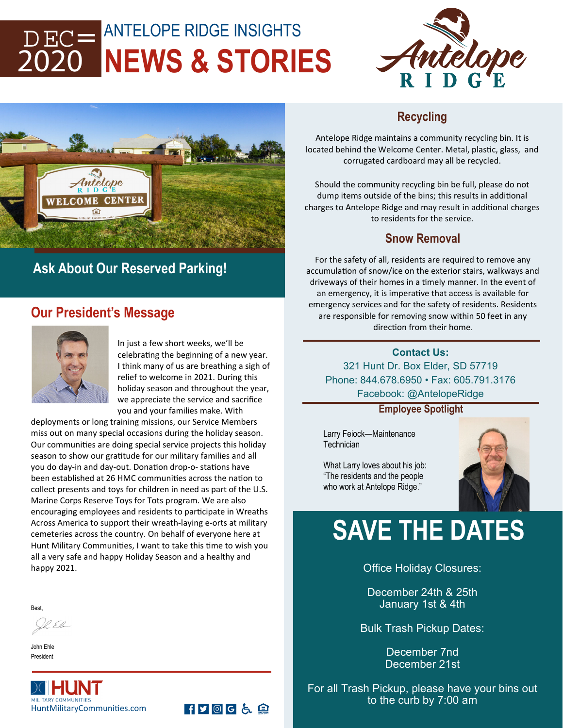# DEC 2020

## ANTELOPE RIDGE INSIGHTS
# NEWS & STORIES

Antelope RIDGE

## Ask About Our Reserved Parking!

## Our President's Message

In just a few short weeks, we'll be celebrating the beginning of a new year. I think many of us are breathing a sigh of relief to welcome in 2021. During this holiday season and throughout the year, we appreciate the service and sacrifice you and your families make. With deployments or long training missions, our Service Members miss out on many special occasions during the holiday season. Our communities are doing special service projects this holiday season to show our gratitude for our military families and all you do day-in and day-out. Donation drop-o- stations have been established at 26 HMC communities across the nation to collect presents and toys for children in need as part of the U.S. Marine Corps Reserve Toys for Tots program. We are also encouraging employees and residents to participate in Wreaths Across America to support their wreath-laying e-orts at military cemeteries across the country. On behalf of everyone here at Hunt Military Communities, I want to take this time to wish you all a very safe and happy Holiday Season and a healthy and happy 2021.

Best,

John Ehle
President

HUNT MILITARY COMMUNITIES
HuntMilitaryCommunities.com

## Recycling

Antelope Ridge maintains a community recycling bin. It is located behind the Welcome Center. Metal, plastic, glass, and corrugated cardboard may all be recycled.

Should the community recycling bin be full, please do not dump items outside of the bins; this results in additional charges to Antelope Ridge and may result in additional charges to residents for the service.

## Snow Removal

For the safety of all, residents are required to remove any accumulation of snow/ice on the exterior stairs, walkways and driveways of their homes in a timely manner. In the event of an emergency, it is imperative that access is available for emergency services and for the safety of residents. Residents are responsible for removing snow within 50 feet in any direction from their home.

**Contact Us:**
321 Hunt Dr. Box Elder, SD 57719
Phone: 844.678.6950 • Fax: 605.791.3176
Facebook: @AntelopeRidge

## Employee Spotlight

Larry Feiock—Maintenance Technician

What Larry loves about his job: "The residents and the people who work at Antelope Ridge."

# SAVE THE DATES

Office Holiday Closures:

December 24th & 25th
January 1st & 4th

Bulk Trash Pickup Dates:

December 7nd
December 21st

For all Trash Pickup, please have your bins out to the curb by 7:00 am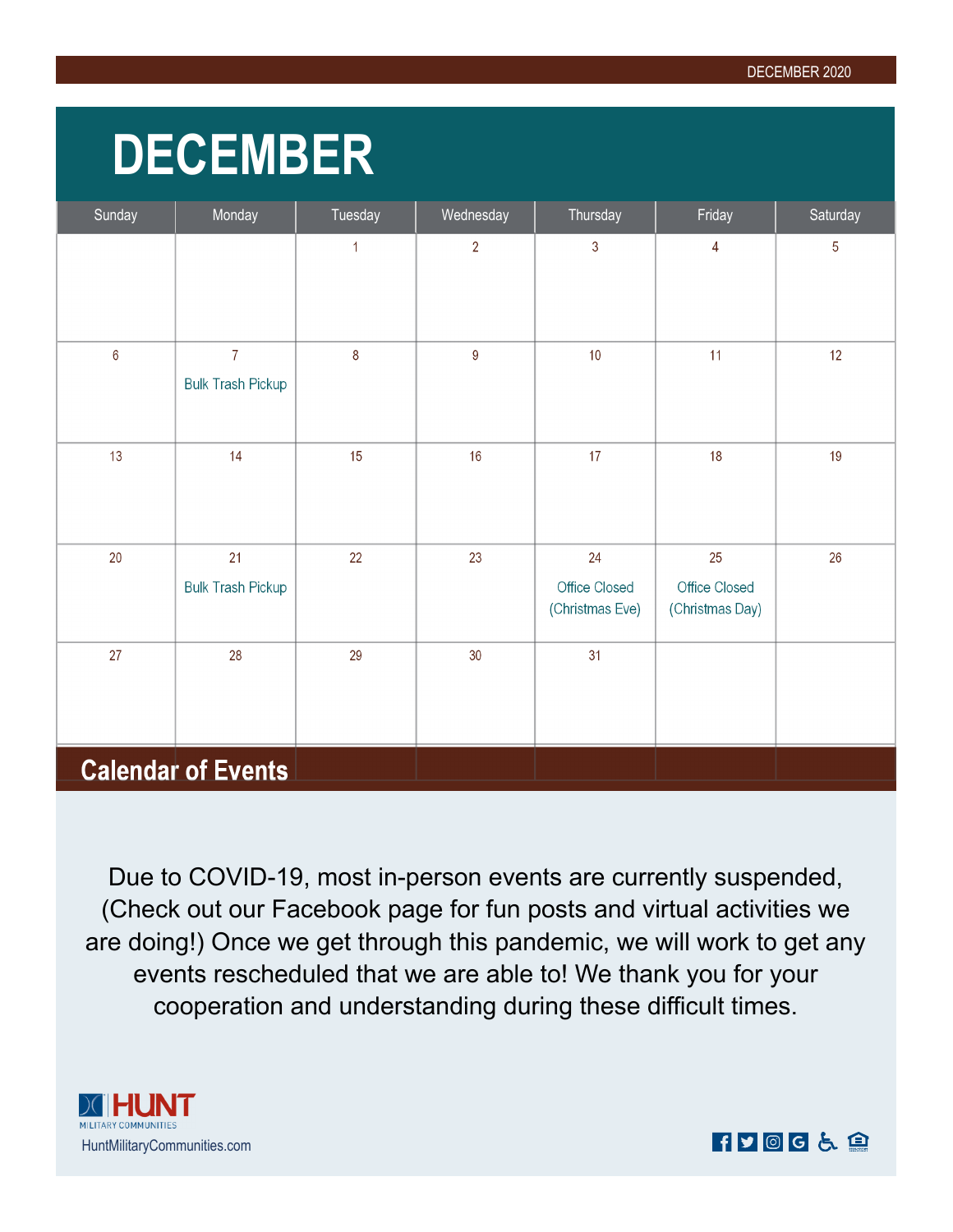# DECEMBER

| Sunday | Monday | Tuesday | Wednesday | Thursday | Friday | Saturday |
|---|---|---|---|---|---|---|
| | | 1 | 2 | 3 | 4 | 5 |
| 6 | 7 Bulk Trash Pickup | 8 | 9 | 10 | 11 | 12 |
| 13 | 14 | 15 | 16 | 17 | 18 | 19 |
| 20 | 21 Bulk Trash Pickup | 22 | 23 | 24 Office Closed (Christmas Eve) | 25 Office Closed (Christmas Day) | 26 |
| 27 | 28 | 29 | 30 | 31 | | |

## Calendar of Events

Due to COVID-19, most in-person events are currently suspended, (Check out our Facebook page for fun posts and virtual activities we are doing!) Once we get through this pandemic, we will work to get any events rescheduled that we are able to! We thank you for your cooperation and understanding during these difficult times.

HUNT MILITARY COMMUNITIES

HuntMilitaryCommunities.com